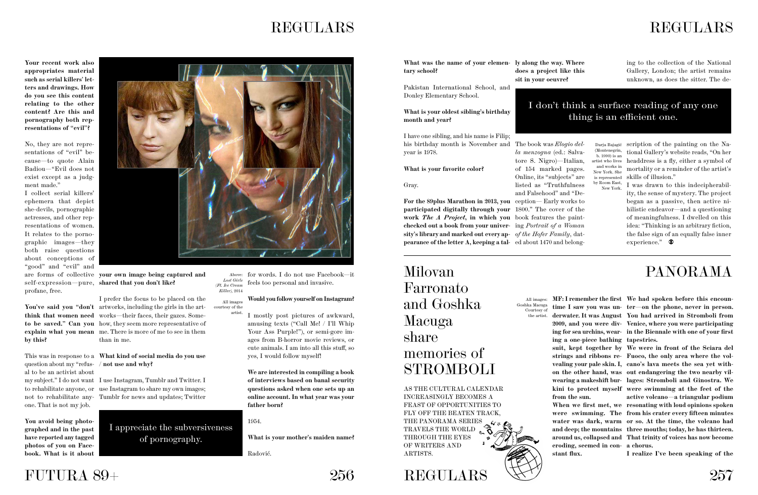**Your recent work also appropriates material such as serial killers' letters and drawings. How do you see this content relating to the other content? Are this and pornography both representations of "evil"?**

No, they are not representations of "evil" because—to quote Alain Badiou—"Evil does not exist except as a judgment made."
I collect serial killers' ephemera that depict she-devils, pornographic actresses, and other representations of women. It relates to the pornographic images—they both raise questions about conceptions of "good" and "evil" and are forms of collective self-expression—pure, profane, free.

**You've said you "don't think that women need to be saved." Can you explain what you mean by this?**

This was in response to a question about my "refusal to rehabilitate my subject." I do not want to rehabilitate anyone, or not to rehabilitate anyone. That is not my job.

**You avoid being photographed and in the past have reported any tagged photos of you on Facebook. What is it about your own image being captured and shared that you don't like?**

I prefer the focus to be placed on the artworks, including the girls in the artworks—their faces, their gazes. Somehow, they seem more representative of me. There is more of me to see in them than in me.

**What kind of social media do you use / not use and why?**

I use Instagram, Tumblr and Twitter. I use Instagram to share my own images; Tumblr for news and updates; Twitter for words. I do not use Facebook—it feels too personal and invasive.

> I appreciate the subversiveness of pornography.

Above: *Lost Girls (Ft. Ice Cream Killer)*, 2014

All images courtesy of the artist.

**Would you follow yourself on Instagram?**

I mostly post pictures of awkward, amusing texts ("Call Me! / I'll Whip Your Ass Purple!"), or semi-gore images from B-horror movie reviews, or cute animals. I am into all this stuff, so yes, I would follow myself!

**We are interested in compiling a book of interviews based on banal security questions asked when one sets up an online account. In what year was your father born?**

1954.

**What is your mother's maiden name?**

Radović.

**What was the name of your elementary school?**

Pakistan International School, and Donley Elementary School.

**What is your oldest sibling's birthday month and year?**

I have one sibling, and his name is Filip; his birthday month is November and year is 1978.

**What is your favorite color?**

Gray.

**For the 89plus Marathon in 2013, you participated digitally through your work *The A Project*, in which you checked out a book from your university's library and marked out every appearance of the letter A, keeping a tally along the way. Where does a project like this sit in your oeuvre?**

> I don't think a surface reading of any one thing is an efficient one.

The book was *Elogio della menzogna* (ed.: Salvatore S. Nigro)—Italian, of 154 marked pages. Online, its "subjects" are listed as "Truthfulness and Falsehood" and "Deception— Early works to 1800." The cover of the book features the painting *Portrait of a Woman of the Hofer Family*, dated about 1470 and belonging to the collection of the National Gallery, London; the artist remains unknown, as does the sitter. The description of the painting on the National Gallery's website reads, "On her headdress is a fly, either a symbol of mortality or a reminder of the artist's skills of illusion."
I was drawn to this indecipherability, the sense of mystery. The project began as a passive, then active nihilistic endeavor—and a questioning of meaningfulness. I dwelled on this idea: "Thinking is an arbitrary fiction, the false sign of an equally false inner experience."

Darja Bajagić (Montenegrin, b. 1990) is an artist who lives and works in New York. She is represented by Room East, New York.

---

# PANORAMA

## Milovan Farronato and Goshka Macuga share memories of STROMBOLI

AS THE CULTURAL CALENDAR INCREASINGLY BECOMES A FEAST OF OPPORTUNITIES TO FLY OFF THE BEATEN TRACK, THE PANORAMA SERIES TRAVELS THE WORLD THROUGH THE EYES OF WRITERS AND ARTISTS.

All images: Goshka Macuga Courtesy of the artist.

**MF: I remember the first time I saw you was underwater. It was August 2009, and you were diving for sea urchins, wearing a one-piece bathing suit, kept together by strings and ribbons revealing your pale skin. I, on the other hand, was wearing a makeshift burkini to protect myself from the sun.**
**When we first met, we were swimming. The water was dark, warm and deep; the mountains around us, collapsed and eroding, seemed in constant flux.**
**We had spoken before this encounter—on the phone, never in person. You had arrived in Stromboli from Venice, where you were participating in the Biennale with one of your first tapestries.**
**We were in front of the Sciara del Fuoco, the only area where the volcano's lava meets the sea yet without endangering the two nearby villages: Stromboli and Ginostra. We were swimming at the feet of the active volcano—a triangular podium resonating with loud opinions spoken from his crater every fifteen minutes or so. At the time, the volcano had three mouths; today, he has thirteen. That trinity of voices has now become a chorus.**
**I realize I've been speaking of the**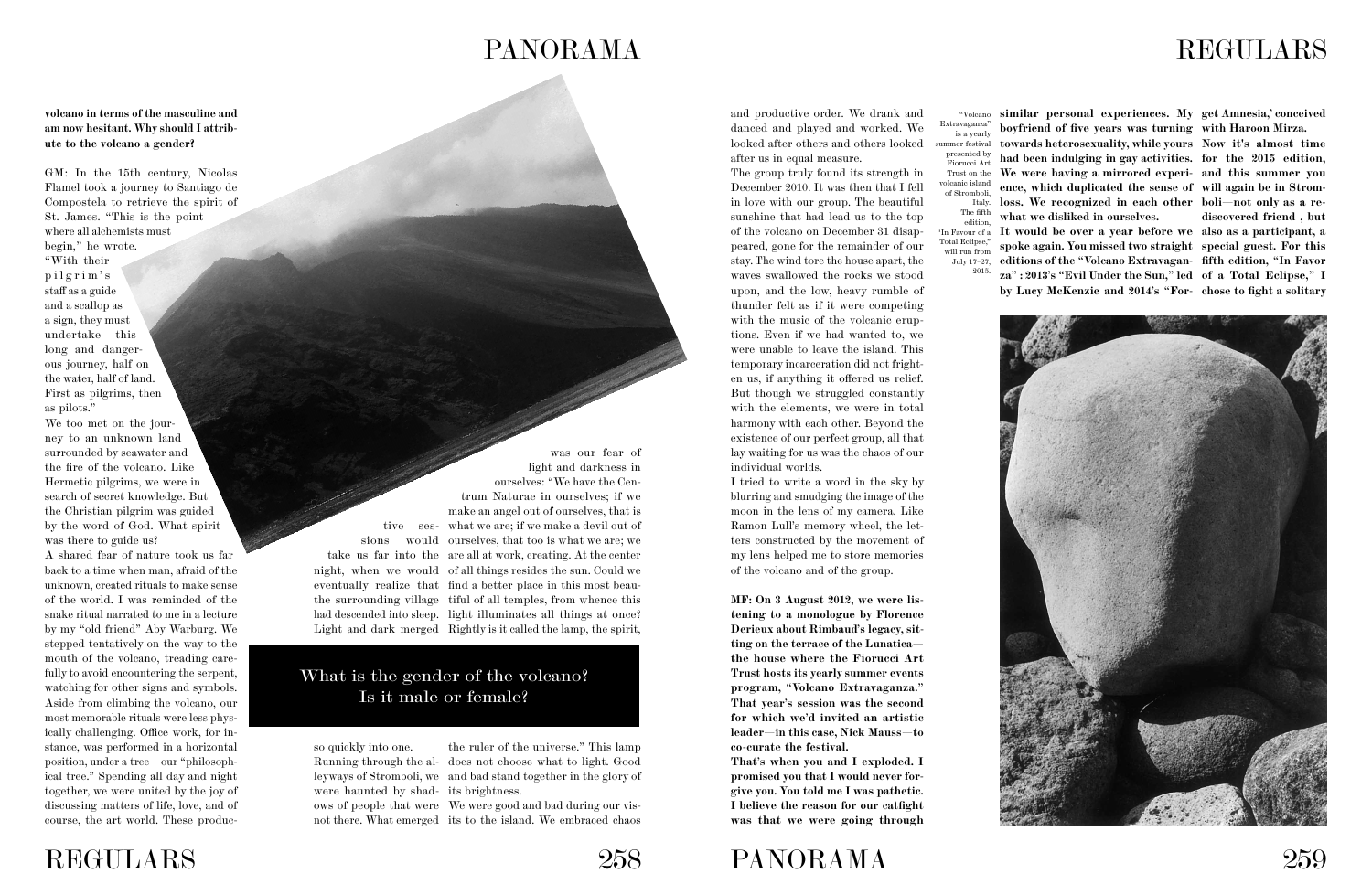**volcano in terms of the masculine and am now hesitant. Why should I attribute to the volcano a gender?**

GM: In the 15th century, Nicolas Flamel took a journey to Santiago de Compostela to retrieve the spirit of St. James. "This is the point where all alchemists must begin," he wrote. "With their pilgrim's staff as a guide and a scallop as a sign, they must undertake this long and dangerous journey, half on the water, half of land. First as pilgrims, then as pilots."

We too met on the journey to an unknown land surrounded by seawater and the fire of the volcano. Like Hermetic pilgrims, we were in search of secret knowledge. But the Christian pilgrim was guided by the word of God. What spirit was there to guide us?

A shared fear of nature took us far back to a time when man, afraid of the unknown, created rituals to make sense of the world. I was reminded of the snake ritual narrated to me in a lecture by my "old friend" Aby Warburg. We stepped tentatively on the way to the mouth of the volcano, treading carefully to avoid encountering the serpent, watching for other signs and symbols. Aside from climbing the volcano, our most memorable rituals were less physically challenging. Office work, for instance, was performed in a horizontal position, under a tree—our "philosophical tree." Spending all day and night together, we were united by the joy of discussing matters of life, love, and of course, the art world. These productive sessions would take us far into the night, when we would eventually realize that the surrounding village had descended into sleep. Light and dark merged so quickly into one. Running through the alleyways of Stromboli, we were haunted by shadows of people that were not there. What emerged was our fear of light and darkness in ourselves: "We have the Centrum Naturae in ourselves; if we make an angel out of ourselves, that is what we are; if we make a devil out of ourselves, that too is what we are; we are all at work, creating. At the center of all things resides the sun. Could we find a better place in this most beautiful of all temples, from whence this light illuminates all things at once? Rightly is it called the lamp, the spirit, the ruler of the universe." This lamp does not choose what to light. Good and bad stand together in the glory of its brightness.

> What is the gender of the volcano?
> Is it male or female?

We were good and bad during our visits to the island. We embraced chaos and productive order. We drank and danced and played and worked. We looked after others and others looked after us in equal measure.

The group truly found its strength in December 2010. It was then that I fell in love with our group. The beautiful sunshine that had lead us to the top of the volcano on December 31 disappeared, gone for the remainder of our stay. The wind tore the house apart, the waves swallowed the rocks we stood upon, and the low, heavy rumble of thunder felt as if it were competing with the music of the volcanic eruptions. Even if we had wanted to, we were unable to leave the island. This temporary incarceration did not frighten us, if anything it offered us relief. But though we struggled constantly with the elements, we were in total harmony with each other. Beyond the existence of our perfect group, all that lay waiting for us was the chaos of our individual worlds.

I tried to write a word in the sky by blurring and smudging the image of the moon in the lens of my camera. Like Ramon Lull's memory wheel, the letters constructed by the movement of my lens helped me to store memories of the volcano and of the group.

**MF: On 3 August 2012, we were listening to a monologue by Florence Derieux about Rimbaud's legacy, sitting on the terrace of the Lunatica—the house where the Fiorucci Art Trust hosts its yearly summer events program, "Volcano Extravaganza." That year's session was the second for which we'd invited an artistic leader—in this case, Nick Mauss—to co-curate the festival.**

**That's when you and I exploded. I promised you that I would never forgive you. You told me I was pathetic. I believe the reason for our catfight was that we were going through similar personal experiences. My boyfriend of five years was turning towards heterosexuality, while yours had been indulging in gay activities. We were having a mirrored experience, which duplicated the sense of loss. We recognized in each other what we disliked in ourselves.**

**It would be over a year before we spoke again. You missed two straight editions of the "Volcano Extravaganza": 2013's "Evil Under the Sun," led by Lucy McKenzie and 2014's "Forget Amnesia,' conceived with Haroon Mirza.**

**Now it's almost time for the 2015 edition, and this summer you will again be in Stromboli—not only as a rediscovered friend , but also as a participant, a special guest. For this fifth edition, "In Favor of a Total Eclipse," I chose to fight a solitary**

"Volcano Extravaganza" is a yearly summer festival presented by Fiorucci Art Trust on the volcanic island of Stromboli, Italy. The fifth edition, "In Favour of a Total Eclipse," will run from July 17–27, 2015.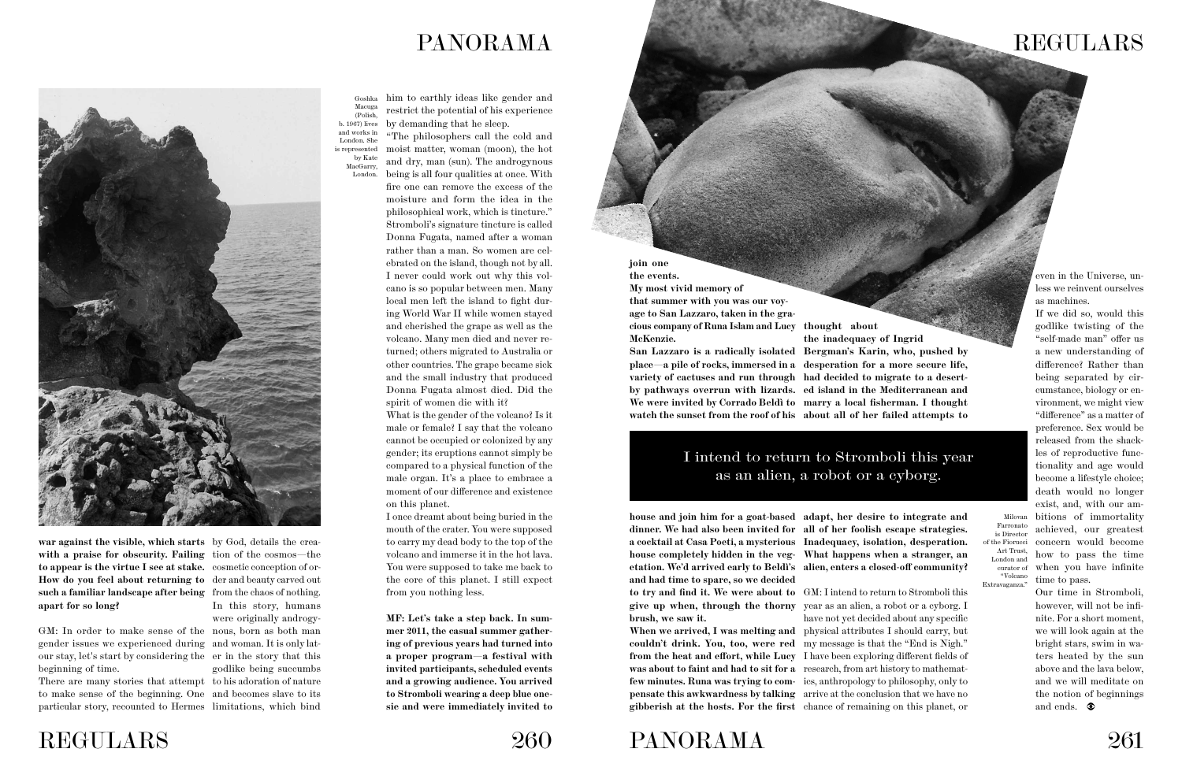**war against the visible, which starts with a praise for obscurity. Failing to appear is the virtue I see at stake. How do you feel about returning to such a familiar landscape after being apart for so long?**

GM: In order to make sense of the gender issues we experienced during our stay, let's start by considering the beginning of time.

There are many stories that attempt to make sense of the beginning. One particular story, recounted to Hermes by God, details the creation of the cosmos—the cosmetic conception of order and beauty carved out from the chaos of nothing. In this story, humans were originally androgynous, born as both man and woman. It is only later in the story that this godlike being succumbs to his adoration of nature and becomes slave to its limitations, which bind him to earthly ideas like gender and restrict the potential of his experience by demanding that he sleep.

"The philosophers call the cold and moist matter, woman (moon), the hot and dry, man (sun). The androgynous being is all four qualities at once. With fire one can remove the excess of the moisture and form the idea in the philosophical work, which is tincture." Stromboli's signature tincture is called Donna Fugata, named after a woman rather than a man. So women are celebrated on the island, though not by all. I never could work out why this volcano is so popular between men. Many local men left the island to fight during World War II while women stayed and cherished the grape as well as the volcano. Many men died and never returned; others migrated to Australia or other countries. The grape became sick and the small industry that produced Donna Fugata almost died. Did the spirit of women die with it?

What is the gender of the volcano? Is it male or female? I say that the volcano cannot be occupied or colonized by any gender; its eruptions cannot simply be compared to a physical function of the male organ. It's a place to embrace a moment of our difference and existence on this planet.

I once dreamt about being buried in the mouth of the crater. You were supposed to carry my dead body to the top of the volcano and immerse it in the hot lava. You were supposed to take me back to the core of this planet. I still expect from you nothing less.

**MF: Let's take a step back. In summer 2011, the casual summer gathering of previous years had turned into a proper program—a festival with invited participants, scheduled events and a growing audience. You arrived to Stromboli wearing a deep blue onesie and were immediately invited to join one the events.**

**My most vivid memory of that summer with you was our voyage to San Lazzaro, taken in the gracious company of Runa Islam and Lucy McKenzie.**

**San Lazzaro is a radically isolated place—a pile of rocks, immersed in a variety of cactuses and run through by pathways overrun with lizards. We were invited by Corrado Beldì to watch the sunset from the roof of his house and join him for a goat-based dinner. We had also been invited for a cocktail at Casa Poeti, a mysterious house completely hidden in the vegetation. We'd arrived early to Beldì's and had time to spare, so we decided to try and find it. We were about to give up when, through the thorny brush, we saw it.**

**When we arrived, I was melting and couldn't drink. You, too, were red from the heat and effort, while Lucy was about to faint and had to sit for a few minutes. Runa was trying to compensate this awkwardness by talking gibberish at the hosts. For the first thought about the inadequacy of Ingrid Bergman's Karin, who, pushed by desperation for a more secure life, had decided to migrate to a deserted island in the Mediterranean and marry a local fisherman. I thought about all of her failed attempts to adapt, her desire to integrate and all of her foolish escape strategies. Inadequacy, isolation, desperation. What happens when a stranger, an alien, enters a closed-off community?**

> I intend to return to Stromboli this year as an alien, a robot or a cyborg.

GM: I intend to return to Stromboli this year as an alien, a robot or a cyborg. I have not yet decided about any specific physical attributes I should carry, but my message is that the "End is Nigh." I have been exploring different fields of research, from art history to mathematics, anthropology to philosophy, only to arrive at the conclusion that we have no chance of remaining on this planet, or even in the Universe, unless we reinvent ourselves as machines.

If we did so, would this godlike twisting of the "self-made man" offer us a new understanding of difference? Rather than being separated by circumstance, biology or environment, we might view "difference" as a matter of preference. Sex would be released from the shackles of reproductive functionality and age would become a lifestyle choice; death would no longer exist, and, with our ambitions of immortality achieved, our greatest concern would become how to pass the time when you have infinite time to pass.

Our time in Stromboli, however, will not be infinite. For a short moment, we will look again at the bright stars, swim in waters heated by the sun above and the lava below, and we will meditate on the notion of beginnings and ends.

Goshka Macuga (Polish, b. 1967) lives and works in London. She is represented by Kate MacGarry, London.

Milovan Farronato is Director of the Fiorucci Art Trust, London and curator of "Volcano Extravaganza."